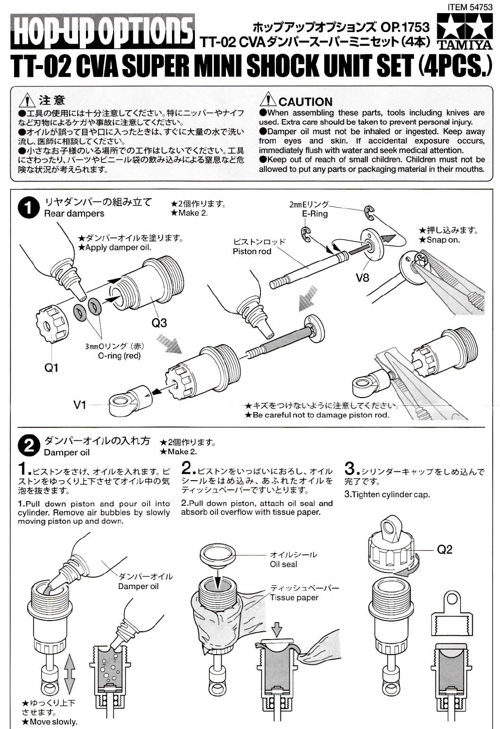ITEM 54753

# HOP-UP OPTIONS

ホップアップオプションズ OP.1753
TT-02 CVAダンパースーパーミニセット（4本）

TAMIYA

# TT-02 CVA SUPER MINI SHOCK UNIT SET (4PCS.)

### ⚠ 注意

●工具の使用には十分注意してください。特にニッパーやナイフなど刃物によるケガや事故に注意してください。
●オイルが誤って目や口に入ったときは、すぐに大量の水で洗い流し、医師に相談してください。
●小さなお子様のいる場所での工作はしないでください。工具にさわったり、パーツやビニール袋の飲み込みによる窒息など危険な状況が考えられます。

### ⚠ CAUTION

●When assembling these parts, tools including knives are used. Extra care should be taken to prevent personal injury.
●Damper oil must not be inhaled or ingested. Keep away from eyes and skin. If accidental exposure occurs, immediately flush with water and seek medical attention.
●Keep out of reach of small children. Children must not be allowed to put any parts or packaging material in their mouths.

## 1 リヤダンパーの組み立て / Rear dampers

★2個作ります。
★Make 2.

★ダンパーオイルを塗ります。
★Apply damper oil.

Q1
3mmOリング（赤） O-ring (red)
Q3
V1

ピストンロッド Piston rod
2mmEリング E-Ring
V8

★押し込みます。
★Snap on.

★キズをつけないように注意してください。
★Be careful not to damage piston rod.

## 2 ダンパーオイルの入れ方 / Damper oil

★2個作ります。
★Make 2.

**1.** ピストンをさげ、オイルを入れます。ピストンをゆっくり上下させてオイル中の気泡を抜きます。

1.Pull down piston and pour oil into cylinder. Remove air bubbles by slowly moving piston up and down.

**2.** ピストンをいっぱいにおろし、オイルシールをはめ込み、あふれたオイルをティッシュペーパーですいとります。

2.Pull down piston, attach oil seal and absorb oil overflow with tissue paper.

**3.** シリンダーキャップをしめ込んで完了です。

3.Tighten cylinder cap.

ダンパーオイル Damper oil

★ゆっくり上下させます。
★Move slowly.

オイルシール Oil seal
ティッシュペーパー Tissue paper

Q2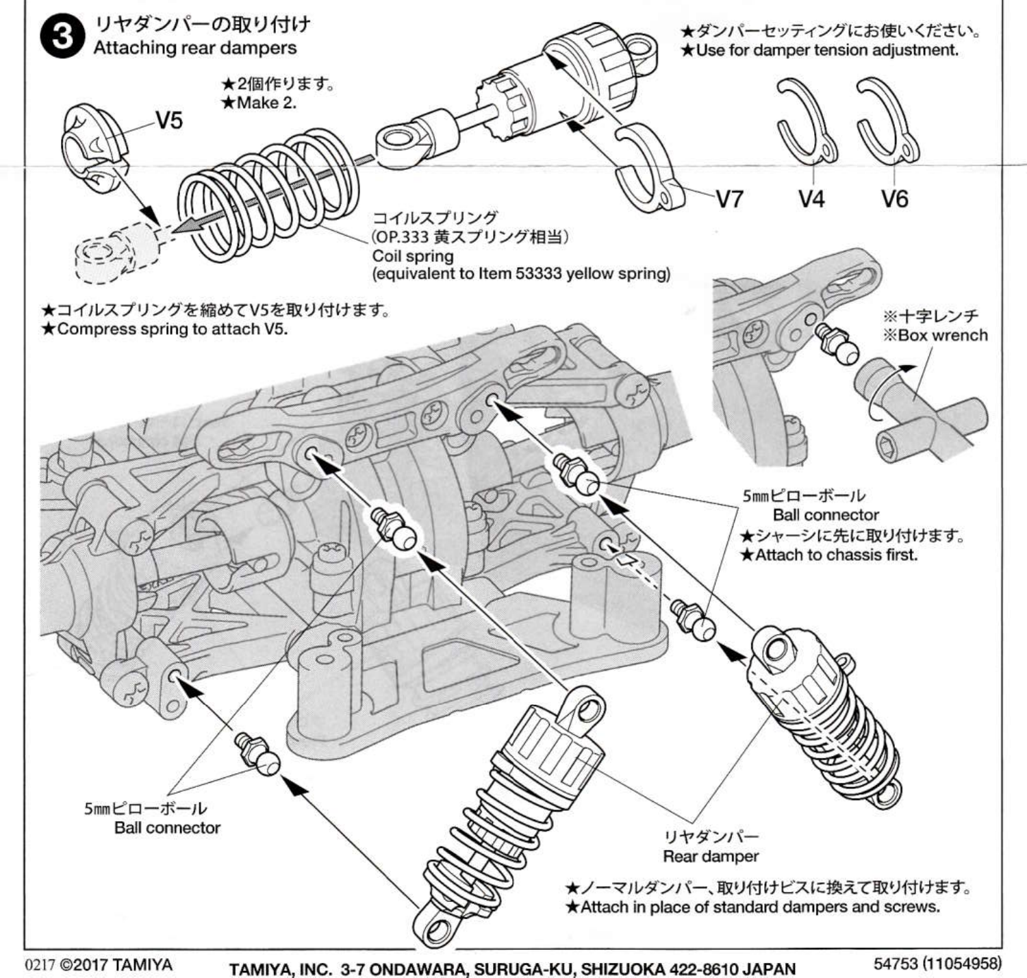## 3 リヤダンパーの取り付け
## Attaching rear dampers

★2個作ります。
★Make 2.

V5

コイルスプリング
(OP.333 黄スプリング相当)
Coil spring
(equivalent to Item 53333 yellow spring)

V7 V4 V6

★ダンパーセッティングにお使いください。
★Use for damper tension adjustment.

★コイルスプリングを縮めてV5を取り付けます。
★Compress spring to attach V5.

※十字レンチ
※Box wrench

5㎜ピローボール
Ball connector
★シャーシに先に取り付けます。
★Attach to chassis first.

5㎜ピローボール
Ball connector

リヤダンパー
Rear damper

★ノーマルダンパー、取り付けビスに換えて取り付けます。
★Attach in place of standard dampers and screws.

0217 ©2017 TAMIYA

TAMIYA, INC. 3-7 ONDAWARA, SURUGA-KU, SHIZUOKA 422-8610 JAPAN

54753 (11054958)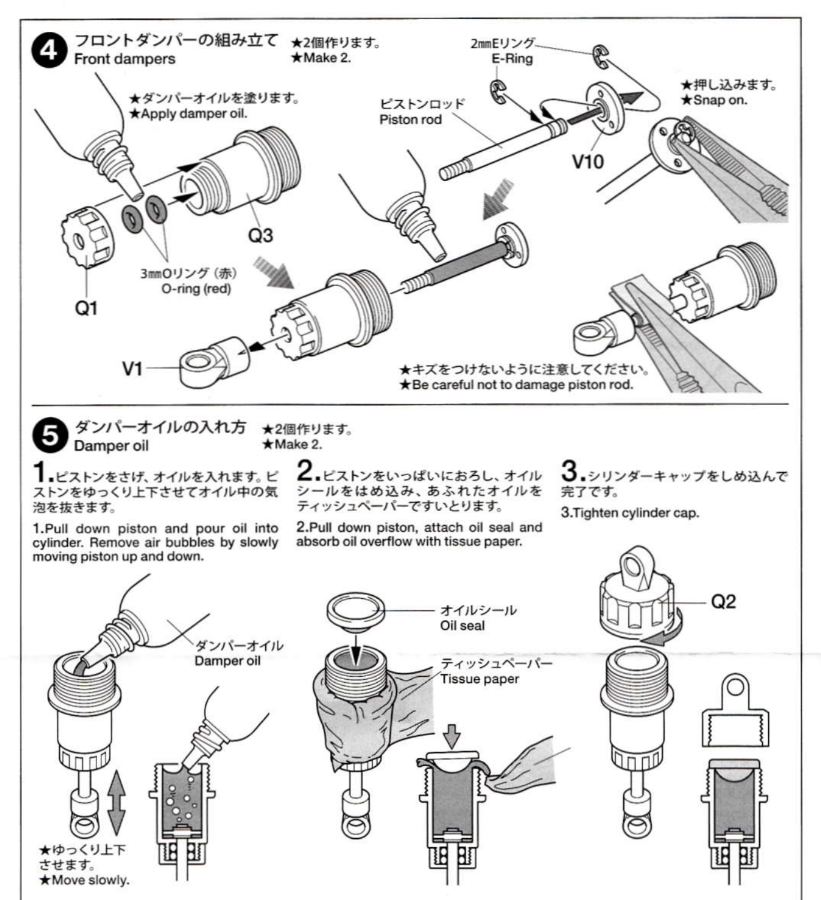## ❹ フロントダンパーの組み立て Front dampers

★2個作ります。
★Make 2.

★ダンパーオイルを塗ります。
★Apply damper oil.

Q1

3mmOリング（赤）
O-ring (red)

Q3

ピストンロッド
Piston rod

2mmEリング
E-Ring

V10

★押し込みます。
★Snap on.

V1

★キズをつけないように注意してください。
★Be careful not to damage piston rod.

## ❺ ダンパーオイルの入れ方 Damper oil

★2個作ります。
★Make 2.

**1.** ピストンをさげ、オイルを入れます。ピストンをゆっくり上下させてオイル中の気泡を抜きます。

1.Pull down piston and pour oil into cylinder. Remove air bubbles by slowly moving piston up and down.

ダンパーオイル
Damper oil

★ゆっくり上下させます。
★Move slowly.

**2.** ピストンをいっぱいにおろし、オイルシールをはめ込み、あふれたオイルをティッシュペーパーですいとります。

2.Pull down piston, attach oil seal and absorb oil overflow with tissue paper.

オイルシール
Oil seal

ティッシュペーパー
Tissue paper

**3.** シリンダーキャップをしめ込んで完了です。

3.Tighten cylinder cap.

Q2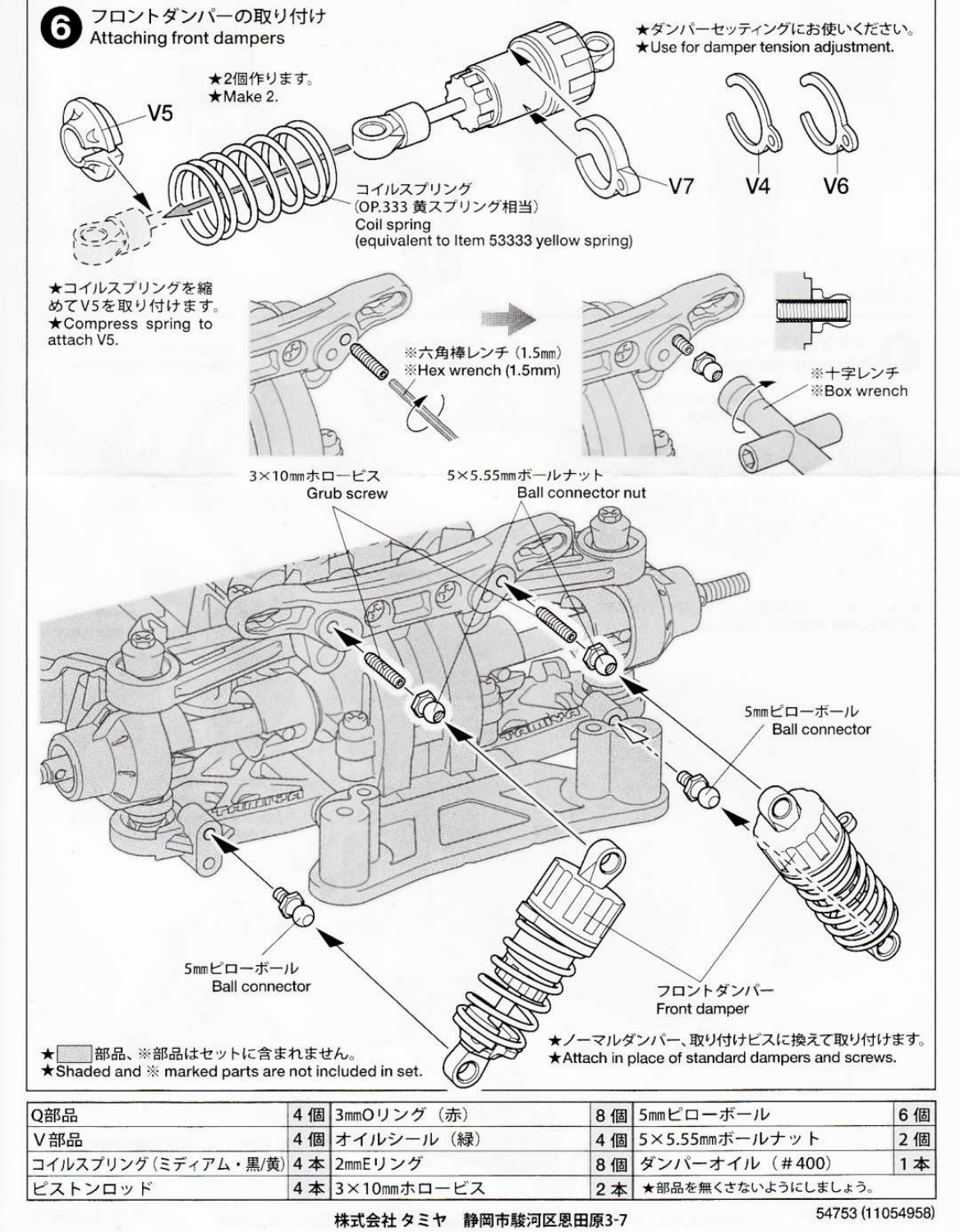## 6 フロントダンパーの取り付け
Attaching front dampers

★2個作ります。
★Make 2.

★ダンパーセッティングにお使いください。
★Use for damper tension adjustment.

V5

V7

V4

V6

コイルスプリング
(OP.333 黄スプリング相当)
Coil spring
(equivalent to Item 53333 yellow spring)

★コイルスプリングを縮めてV5を取り付けます。
★Compress spring to attach V5.

※六角棒レンチ（1.5㎜）
※Hex wrench (1.5mm)

※十字レンチ
※Box wrench

3×10㎜ホロービス
Grub screw

5×5.55㎜ボールナット
Ball connector nut

5㎜ピローボール
Ball connector

5㎜ピローボール
Ball connector

フロントダンパー
Front damper

★ノーマルダンパー、取り付けビスに換えて取り付けます。
★Attach in place of standard dampers and screws.

★　部品、※部品はセットに含まれません。
★Shaded and ※ marked parts are not included in set.

| | | | | | |
|---|---|---|---|---|---|
| Q部品 | 4 個 | 3㎜Oリング（赤） | 8 個 | 5㎜ピローボール | 6 個 |
| V部品 | 4 個 | オイルシール（緑） | 4 個 | 5×5.55㎜ボールナット | 2 個 |
| コイルスプリング（ミディアム・黒/黄） | 4 本 | 2㎜Eリング | 8 個 | ダンパーオイル（#400） | 1 本 |
| ピストンロッド | 4 本 | 3×10㎜ホロービス | 2 本 | ★部品を無くさないようにしましょう。 | |

株式会社 タミヤ　静岡市駿河区恩田原3-7

54753 (11054958)